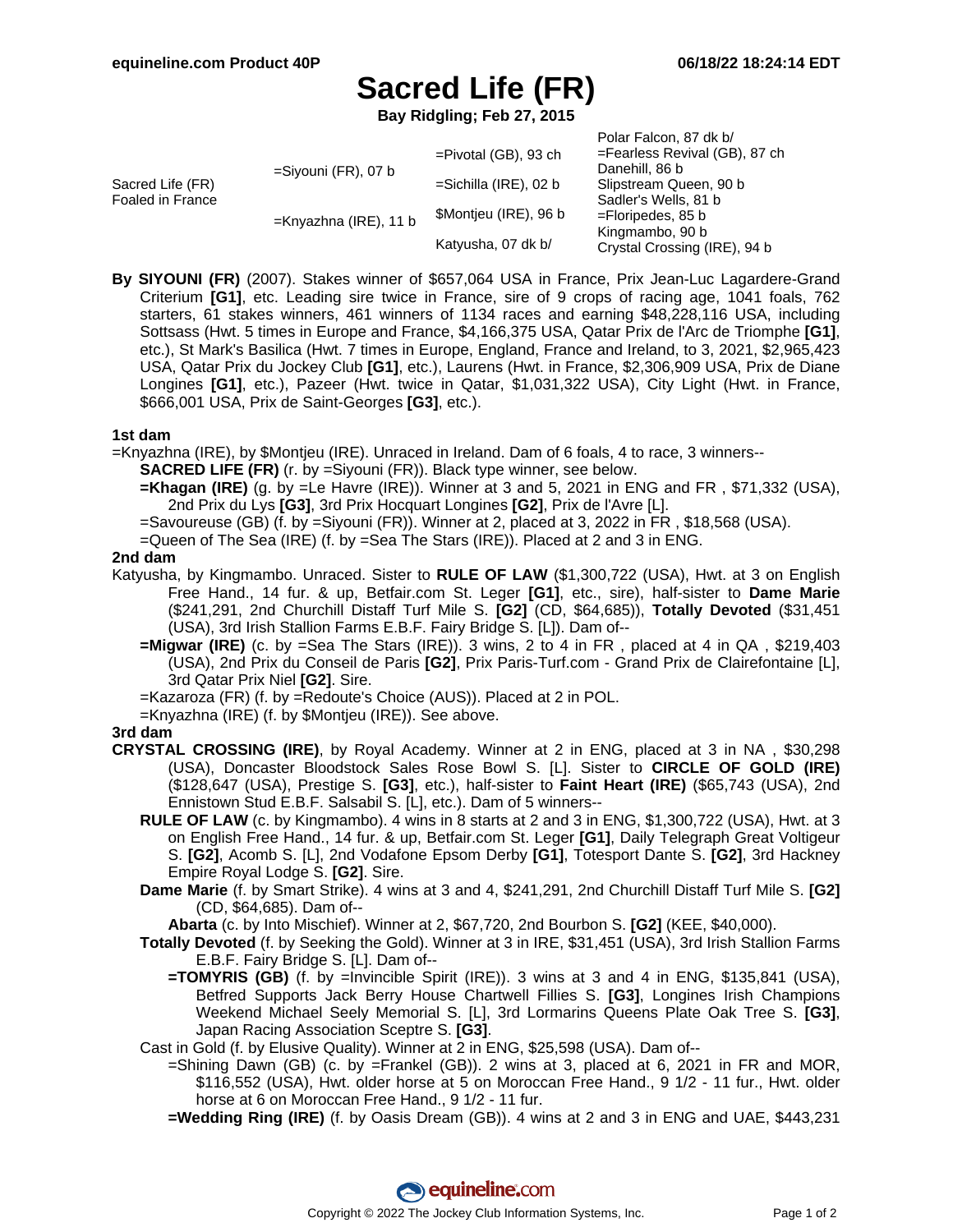# Sacred Life (FR)

**Bay Ridgling; Feb 27, 2015**

| | | | |
|---|---|---|---|
| Sacred Life (FR) Foaled in France | =Siyouni (FR), 07 b | =Pivotal (GB), 93 ch | Polar Falcon, 87 dk b/ |
| | | | =Fearless Revival (GB), 87 ch |
| | | =Sichilla (IRE), 02 b | Danehill, 86 b |
| | | | Slipstream Queen, 90 b |
| | =Knyazhna (IRE), 11 b | $Montjeu (IRE), 96 b | Sadler's Wells, 81 b |
| | | | =Floripedes, 85 b |
| | | Katyusha, 07 dk b/ | Kingmambo, 90 b |
| | | | Crystal Crossing (IRE), 94 b |

**By SIYOUNI (FR)** (2007). Stakes winner of $657,064 USA in France, Prix Jean-Luc Lagardere-Grand Criterium **[G1]**, etc. Leading sire twice in France, sire of 9 crops of racing age, 1041 foals, 762 starters, 61 stakes winners, 461 winners of 1134 races and earning $48,228,116 USA, including Sottsass (Hwt. 5 times in Europe and France, $4,166,375 USA, Qatar Prix de l'Arc de Triomphe **[G1]**, etc.), St Mark's Basilica (Hwt. 7 times in Europe, England, France and Ireland, to 3, 2021, $2,965,423 USA, Qatar Prix du Jockey Club **[G1]**, etc.), Laurens (Hwt. in France, $2,306,909 USA, Prix de Diane Longines **[G1]**, etc.), Pazeer (Hwt. twice in Qatar, $1,031,322 USA), City Light (Hwt. in France, $666,001 USA, Prix de Saint-Georges **[G3]**, etc.).

### 1st dam

=Knyazhna (IRE), by $Montjeu (IRE). Unraced in Ireland. Dam of 6 foals, 4 to race, 3 winners--

- **SACRED LIFE (FR)** (r. by =Siyouni (FR)). Black type winner, see below.
- **=Khagan (IRE)** (g. by =Le Havre (IRE)). Winner at 3 and 5, 2021 in ENG and FR , $71,332 (USA), 2nd Prix du Lys **[G3]**, 3rd Prix Hocquart Longines **[G2]**, Prix de l'Avre [L].
- =Savoureuse (GB) (f. by =Siyouni (FR)). Winner at 2, placed at 3, 2022 in FR , $18,568 (USA).
- =Queen of The Sea (IRE) (f. by =Sea The Stars (IRE)). Placed at 2 and 3 in ENG.

### 2nd dam

Katyusha, by Kingmambo. Unraced. Sister to **RULE OF LAW** ($1,300,722 (USA), Hwt. at 3 on English Free Hand., 14 fur. & up, Betfair.com St. Leger **[G1]**, etc., sire), half-sister to **Dame Marie** ($241,291, 2nd Churchill Distaff Turf Mile S. **[G2]** (CD, $64,685)), **Totally Devoted** ($31,451 (USA), 3rd Irish Stallion Farms E.B.F. Fairy Bridge S. [L]). Dam of--

- **=Migwar (IRE)** (c. by =Sea The Stars (IRE)). 3 wins, 2 to 4 in FR , placed at 4 in QA , $219,403 (USA), 2nd Prix du Conseil de Paris **[G2]**, Prix Paris-Turf.com - Grand Prix de Clairefontaine [L], 3rd Qatar Prix Niel **[G2]**. Sire.
- =Kazaroza (FR) (f. by =Redoute's Choice (AUS)). Placed at 2 in POL.
- =Knyazhna (IRE) (f. by $Montjeu (IRE)). See above.

### 3rd dam

**CRYSTAL CROSSING (IRE)**, by Royal Academy. Winner at 2 in ENG, placed at 3 in NA , $30,298 (USA), Doncaster Bloodstock Sales Rose Bowl S. [L]. Sister to **CIRCLE OF GOLD (IRE)** ($128,647 (USA), Prestige S. **[G3]**, etc.), half-sister to **Faint Heart (IRE)** ($65,743 (USA), 2nd Ennistown Stud E.B.F. Salsabil S. [L], etc.). Dam of 5 winners--

- **RULE OF LAW** (c. by Kingmambo). 4 wins in 8 starts at 2 and 3 in ENG, $1,300,722 (USA), Hwt. at 3 on English Free Hand., 14 fur. & up, Betfair.com St. Leger **[G1]**, Daily Telegraph Great Voltigeur S. **[G2]**, Acomb S. [L], 2nd Vodafone Epsom Derby **[G1]**, Totesport Dante S. **[G2]**, 3rd Hackney Empire Royal Lodge S. **[G2]**. Sire.
- **Dame Marie** (f. by Smart Strike). 4 wins at 3 and 4, $241,291, 2nd Churchill Distaff Turf Mile S. **[G2]** (CD, $64,685). Dam of--
  - **Abarta** (c. by Into Mischief). Winner at 2, $67,720, 2nd Bourbon S. **[G2]** (KEE, $40,000).
- **Totally Devoted** (f. by Seeking the Gold). Winner at 3 in IRE, $31,451 (USA), 3rd Irish Stallion Farms E.B.F. Fairy Bridge S. [L]. Dam of--
  - **=TOMYRIS (GB)** (f. by =Invincible Spirit (IRE)). 3 wins at 3 and 4 in ENG, $135,841 (USA), Betfred Supports Jack Berry House Chartwell Fillies S. **[G3]**, Longines Irish Champions Weekend Michael Seely Memorial S. [L], 3rd Lormarins Queens Plate Oak Tree S. **[G3]**, Japan Racing Association Sceptre S. **[G3]**.
- Cast in Gold (f. by Elusive Quality). Winner at 2 in ENG, $25,598 (USA). Dam of--
  - =Shining Dawn (GB) (c. by =Frankel (GB)). 2 wins at 3, placed at 6, 2021 in FR and MOR, $116,552 (USA), Hwt. older horse at 5 on Moroccan Free Hand., 9 1/2 - 11 fur., Hwt. older horse at 6 on Moroccan Free Hand., 9 1/2 - 11 fur.
  - **=Wedding Ring (IRE)** (f. by Oasis Dream (GB)). 4 wins at 2 and 3 in ENG and UAE, $443,231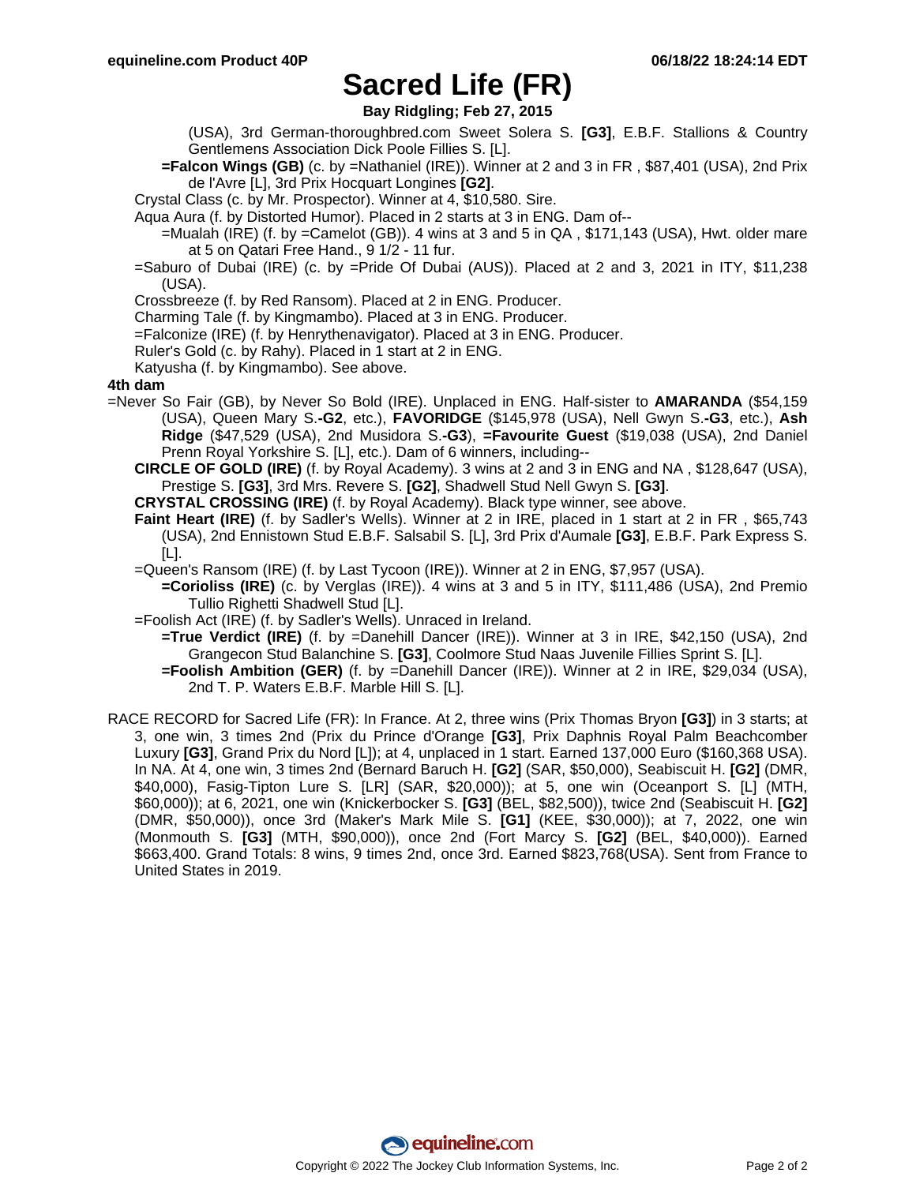# Sacred Life (FR)

**Bay Ridgling; Feb 27, 2015**

(USA), 3rd German-thoroughbred.com Sweet Solera S. **[G3]**, E.B.F. Stallions & Country Gentlemens Association Dick Poole Fillies S. [L].

**=Falcon Wings (GB)** (c. by =Nathaniel (IRE)). Winner at 2 and 3 in FR , $87,401 (USA), 2nd Prix de l'Avre [L], 3rd Prix Hocquart Longines **[G2]**.

Crystal Class (c. by Mr. Prospector). Winner at 4, $10,580. Sire.

Aqua Aura (f. by Distorted Humor). Placed in 2 starts at 3 in ENG. Dam of--

=Mualah (IRE) (f. by =Camelot (GB)). 4 wins at 3 and 5 in QA , $171,143 (USA), Hwt. older mare at 5 on Qatari Free Hand., 9 1/2 - 11 fur.

=Saburo of Dubai (IRE) (c. by =Pride Of Dubai (AUS)). Placed at 2 and 3, 2021 in ITY, $11,238 (USA).

Crossbreeze (f. by Red Ransom). Placed at 2 in ENG. Producer.

Charming Tale (f. by Kingmambo). Placed at 3 in ENG. Producer.

=Falconize (IRE) (f. by Henrythenavigator). Placed at 3 in ENG. Producer.

Ruler's Gold (c. by Rahy). Placed in 1 start at 2 in ENG.

Katyusha (f. by Kingmambo). See above.

**4th dam**

=Never So Fair (GB), by Never So Bold (IRE). Unplaced in ENG. Half-sister to **AMARANDA** ($54,159 (USA), Queen Mary S.**-G2**, etc.), **FAVORIDGE** ($145,978 (USA), Nell Gwyn S.**-G3**, etc.), **Ash Ridge** ($47,529 (USA), 2nd Musidora S.**-G3**), **=Favourite Guest** ($19,038 (USA), 2nd Daniel Prenn Royal Yorkshire S. [L], etc.). Dam of 6 winners, including--

**CIRCLE OF GOLD (IRE)** (f. by Royal Academy). 3 wins at 2 and 3 in ENG and NA , $128,647 (USA), Prestige S. **[G3]**, 3rd Mrs. Revere S. **[G2]**, Shadwell Stud Nell Gwyn S. **[G3]**.

**CRYSTAL CROSSING (IRE)** (f. by Royal Academy). Black type winner, see above.

**Faint Heart (IRE)** (f. by Sadler's Wells). Winner at 2 in IRE, placed in 1 start at 2 in FR , $65,743 (USA), 2nd Ennistown Stud E.B.F. Salsabil S. [L], 3rd Prix d'Aumale **[G3]**, E.B.F. Park Express S. [L].

=Queen's Ransom (IRE) (f. by Last Tycoon (IRE)). Winner at 2 in ENG, $7,957 (USA).

**=Corioliss (IRE)** (c. by Verglas (IRE)). 4 wins at 3 and 5 in ITY, $111,486 (USA), 2nd Premio Tullio Righetti Shadwell Stud [L].

=Foolish Act (IRE) (f. by Sadler's Wells). Unraced in Ireland.

**=True Verdict (IRE)** (f. by =Danehill Dancer (IRE)). Winner at 3 in IRE, $42,150 (USA), 2nd Grangecon Stud Balanchine S. **[G3]**, Coolmore Stud Naas Juvenile Fillies Sprint S. [L].

**=Foolish Ambition (GER)** (f. by =Danehill Dancer (IRE)). Winner at 2 in IRE, $29,034 (USA), 2nd T. P. Waters E.B.F. Marble Hill S. [L].

RACE RECORD for Sacred Life (FR): In France. At 2, three wins (Prix Thomas Bryon **[G3]**) in 3 starts; at 3, one win, 3 times 2nd (Prix du Prince d'Orange **[G3]**, Prix Daphnis Royal Palm Beachcomber Luxury **[G3]**, Grand Prix du Nord [L]); at 4, unplaced in 1 start. Earned 137,000 Euro ($160,368 USA). In NA. At 4, one win, 3 times 2nd (Bernard Baruch H. **[G2]** (SAR, $50,000), Seabiscuit H. **[G2]** (DMR, $40,000), Fasig-Tipton Lure S. [LR] (SAR, $20,000)); at 5, one win (Oceanport S. [L] (MTH, $60,000)); at 6, 2021, one win (Knickerbocker S. **[G3]** (BEL, $82,500)), twice 2nd (Seabiscuit H. **[G2]** (DMR, $50,000)), once 3rd (Maker's Mark Mile S. **[G1]** (KEE, $30,000)); at 7, 2022, one win (Monmouth S. **[G3]** (MTH, $90,000)), once 2nd (Fort Marcy S. **[G2]** (BEL, $40,000)). Earned $663,400. Grand Totals: 8 wins, 9 times 2nd, once 3rd. Earned $823,768(USA). Sent from France to United States in 2019.